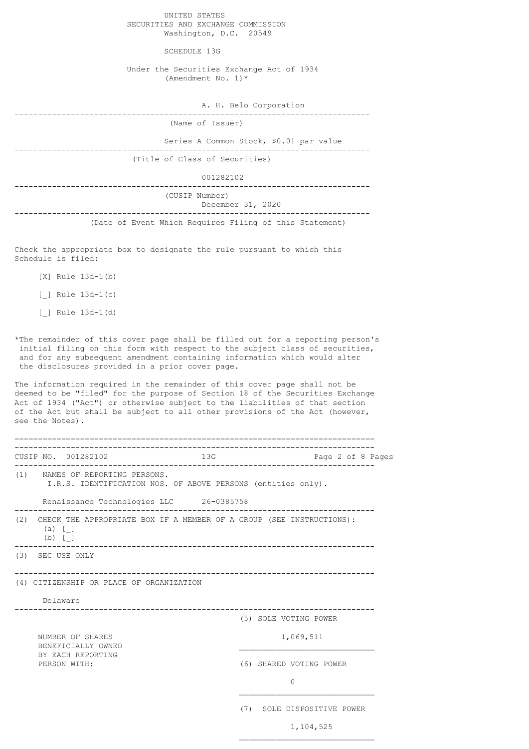UNITED STATES
SECURITIES AND EXCHANGE COMMISSION
Washington, D.C. 20549

# SCHEDULE 13G

Under the Securities Exchange Act of 1934
(Amendment No. 1)*

A. H. Belo Corporation

(Name of Issuer)

Series A Common Stock, $0.01 par value

(Title of Class of Securities)

001282102

(CUSIP Number)

December 31, 2020

(Date of Event Which Requires Filing of this Statement)

Check the appropriate box to designate the rule pursuant to which this Schedule is filed:

[X] Rule 13d-1(b)

[_] Rule 13d-1(c)

[_] Rule 13d-1(d)

*The remainder of this cover page shall be filled out for a reporting person's initial filing on this form with respect to the subject class of securities, and for any subsequent amendment containing information which would alter the disclosures provided in a prior cover page.

The information required in the remainder of this cover page shall not be deemed to be "filed" for the purpose of Section 18 of the Securities Exchange Act of 1934 ("Act") or otherwise subject to the liabilities of that section of the Act but shall be subject to all other provisions of the Act (however, see the Notes).

CUSIP NO. 001282102 13G

(1) NAMES OF REPORTING PERSONS.
I.R.S. IDENTIFICATION NOS. OF ABOVE PERSONS (entities only).

Renaissance Technologies LLC 26-0385758

(2) CHECK THE APPROPRIATE BOX IF A MEMBER OF A GROUP (SEE INSTRUCTIONS):
(a) [_]
(b) [_]

(3) SEC USE ONLY

(4) CITIZENSHIP OR PLACE OF ORGANIZATION

Delaware

| NUMBER OF SHARES BENEFICIALLY OWNED BY EACH REPORTING PERSON WITH: | |
|---|---|
| | (5) SOLE VOTING POWER<br>1,069,511 |
| | (6) SHARED VOTING POWER<br>0 |
| | (7) SOLE DISPOSITIVE POWER<br>1,104,525 |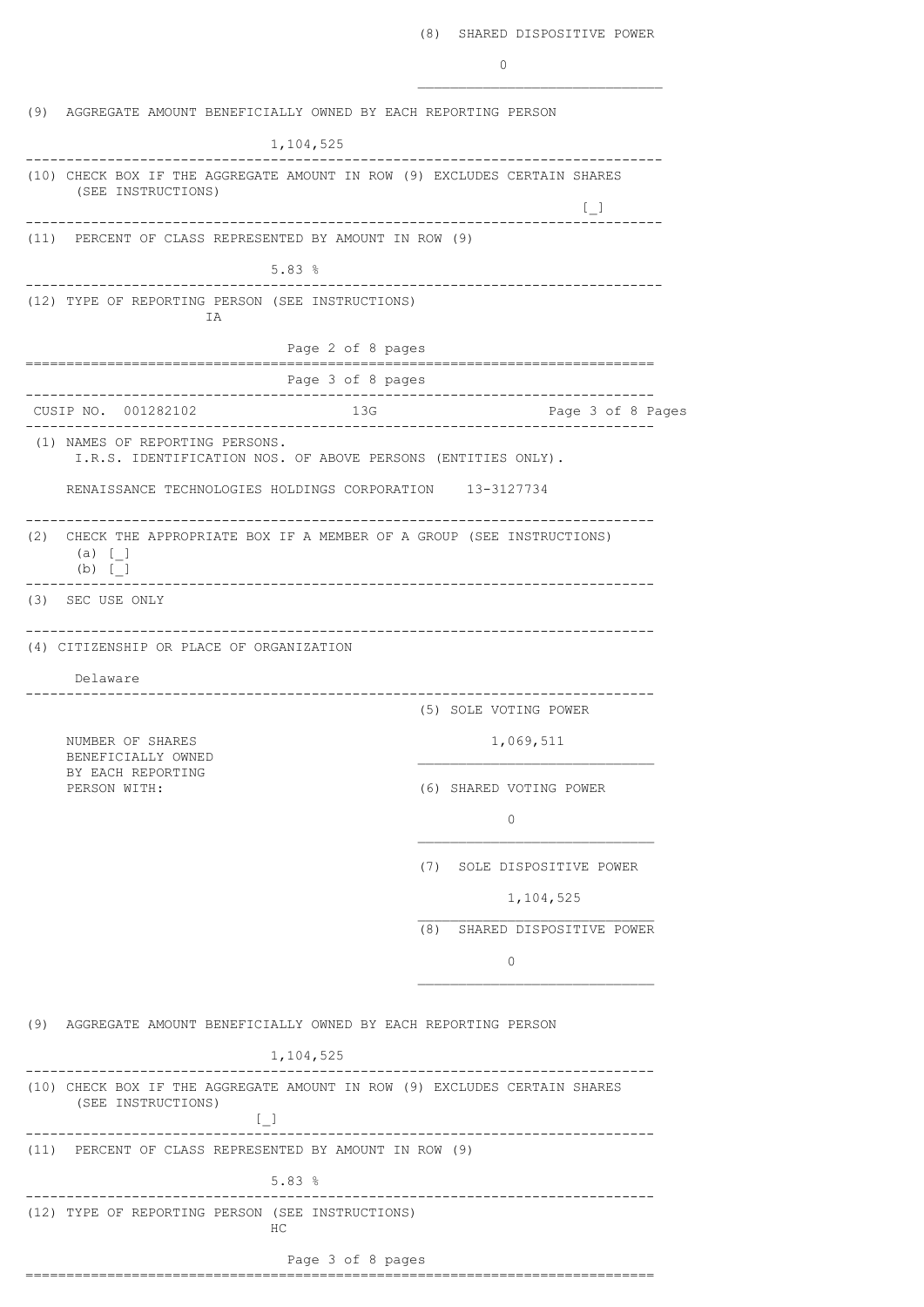(8) SHARED DISPOSITIVE POWER

0

(9) AGGREGATE AMOUNT BENEFICIALLY OWNED BY EACH REPORTING PERSON

1,104,525

(10) CHECK BOX IF THE AGGREGATE AMOUNT IN ROW (9) EXCLUDES CERTAIN SHARES (SEE INSTRUCTIONS)

[_]

(11) PERCENT OF CLASS REPRESENTED BY AMOUNT IN ROW (9)

5.83 %

(12) TYPE OF REPORTING PERSON (SEE INSTRUCTIONS)

IA

---

CUSIP NO. 001282102 13G

(1) NAMES OF REPORTING PERSONS.
I.R.S. IDENTIFICATION NOS. OF ABOVE PERSONS (ENTITIES ONLY).

RENAISSANCE TECHNOLOGIES HOLDINGS CORPORATION 13-3127734

(2) CHECK THE APPROPRIATE BOX IF A MEMBER OF A GROUP (SEE INSTRUCTIONS)
(a) [_]
(b) [_]

(3) SEC USE ONLY

(4) CITIZENSHIP OR PLACE OF ORGANIZATION

Delaware

| NUMBER OF SHARES BENEFICIALLY OWNED BY EACH REPORTING PERSON WITH: | |
|---|---|
| | (5) SOLE VOTING POWER<br>1,069,511 |
| | (6) SHARED VOTING POWER<br>0 |
| | (7) SOLE DISPOSITIVE POWER<br>1,104,525 |
| | (8) SHARED DISPOSITIVE POWER<br>0 |

(9) AGGREGATE AMOUNT BENEFICIALLY OWNED BY EACH REPORTING PERSON

1,104,525

(10) CHECK BOX IF THE AGGREGATE AMOUNT IN ROW (9) EXCLUDES CERTAIN SHARES (SEE INSTRUCTIONS)

[_]

(11) PERCENT OF CLASS REPRESENTED BY AMOUNT IN ROW (9)

5.83 %

(12) TYPE OF REPORTING PERSON (SEE INSTRUCTIONS)

HC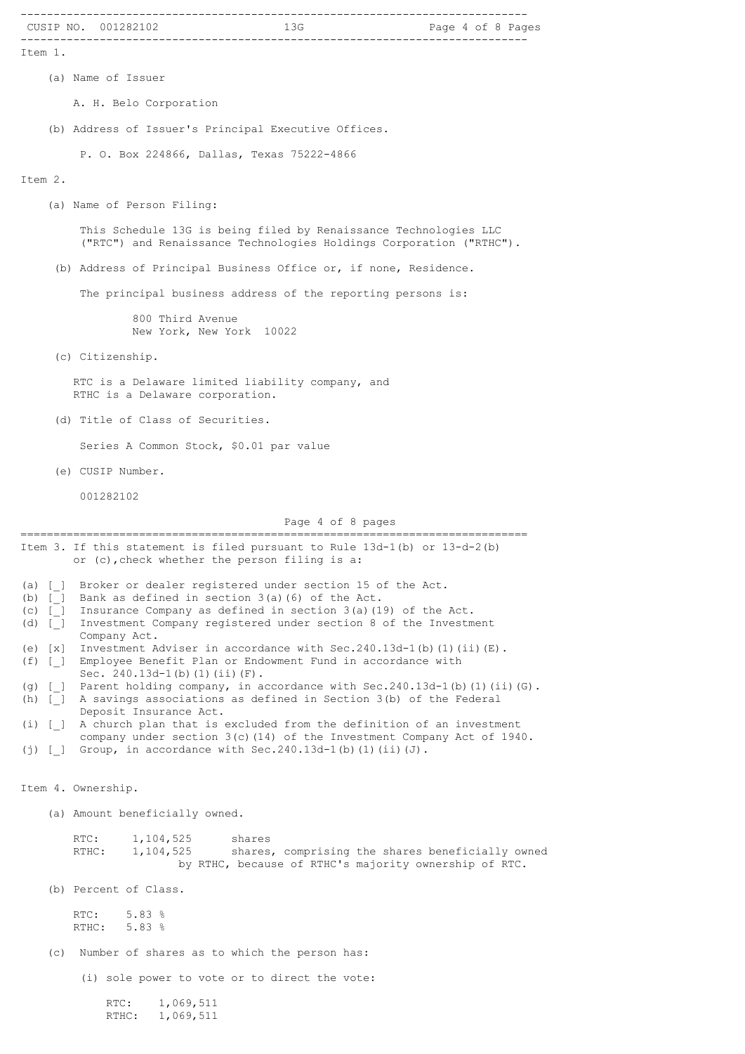## Item 1.

(a) Name of Issuer

A. H. Belo Corporation

(b) Address of Issuer's Principal Executive Offices.

P. O. Box 224866, Dallas, Texas 75222-4866

## Item 2.

(a) Name of Person Filing:

This Schedule 13G is being filed by Renaissance Technologies LLC ("RTC") and Renaissance Technologies Holdings Corporation ("RTHC").

(b) Address of Principal Business Office or, if none, Residence.

The principal business address of the reporting persons is:

800 Third Avenue
New York, New York 10022

(c) Citizenship.

RTC is a Delaware limited liability company, and
RTHC is a Delaware corporation.

(d) Title of Class of Securities.

Series A Common Stock, $0.01 par value

(e) CUSIP Number.

001282102

## Item 3. If this statement is filed pursuant to Rule 13d-1(b) or 13-d-2(b) or (c),check whether the person filing is a:

(a) [_] Broker or dealer registered under section 15 of the Act.
(b) [_] Bank as defined in section 3(a)(6) of the Act.
(c) [_] Insurance Company as defined in section 3(a)(19) of the Act.
(d) [_] Investment Company registered under section 8 of the Investment Company Act.
(e) [x] Investment Adviser in accordance with Sec.240.13d-1(b)(1)(ii)(E).
(f) [_] Employee Benefit Plan or Endowment Fund in accordance with Sec. 240.13d-1(b)(1)(ii)(F).
(g) [_] Parent holding company, in accordance with Sec.240.13d-1(b)(1)(ii)(G).
(h) [_] A savings associations as defined in Section 3(b) of the Federal Deposit Insurance Act.
(i) [_] A church plan that is excluded from the definition of an investment company under section 3(c)(14) of the Investment Company Act of 1940.
(j) [_] Group, in accordance with Sec.240.13d-1(b)(1)(ii)(J).

## Item 4. Ownership.

(a) Amount beneficially owned.

RTC: 1,104,525 shares
RTHC: 1,104,525 shares, comprising the shares beneficially owned by RTHC, because of RTHC's majority ownership of RTC.

(b) Percent of Class.

RTC: 5.83 %
RTHC: 5.83 %

(c) Number of shares as to which the person has:

(i) sole power to vote or to direct the vote:

RTC: 1,069,511
RTHC: 1,069,511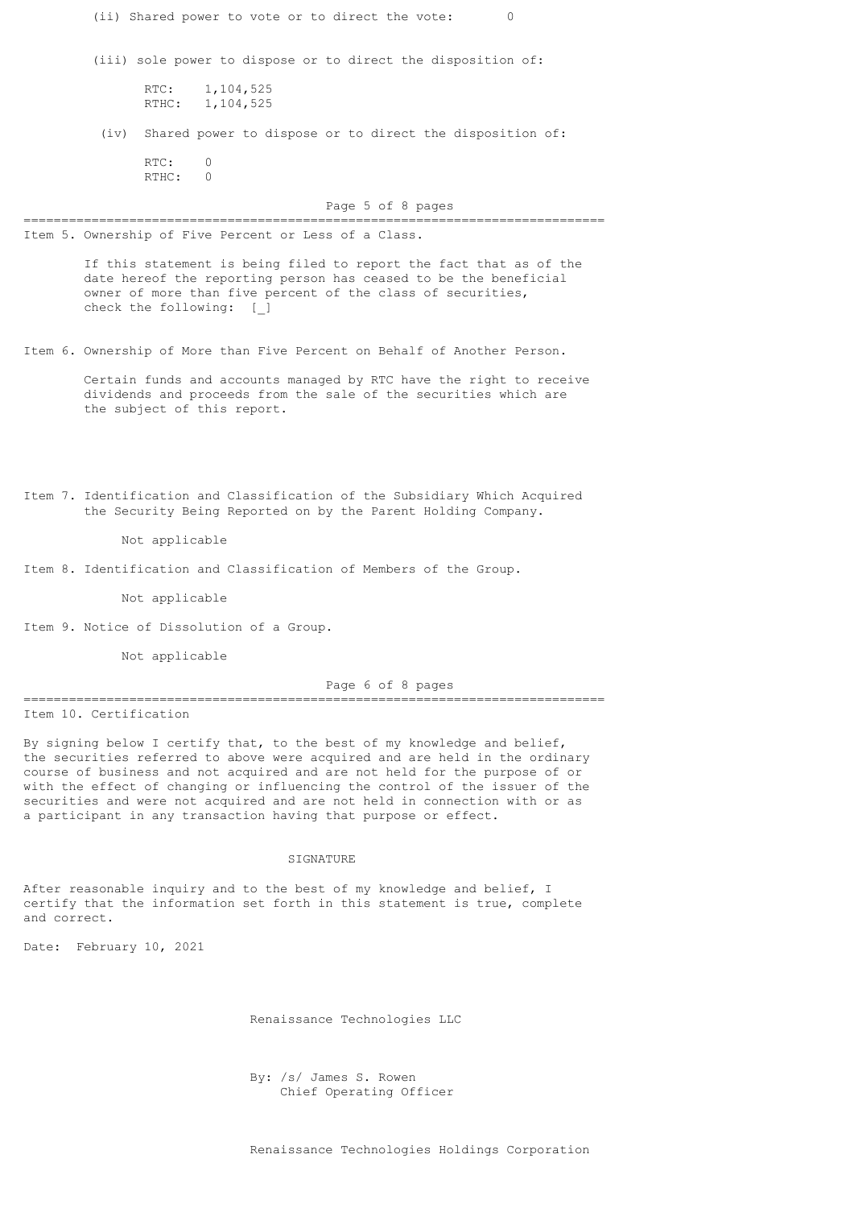(ii) Shared power to vote or to direct the vote: 0

(iii) sole power to dispose or to direct the disposition of:

RTC: 1,104,525
RTHC: 1,104,525

(iv) Shared power to dispose or to direct the disposition of:

RTC: 0
RTHC: 0

---

Item 5. Ownership of Five Percent or Less of a Class.

If this statement is being filed to report the fact that as of the date hereof the reporting person has ceased to be the beneficial owner of more than five percent of the class of securities, check the following: [_]

Item 6. Ownership of More than Five Percent on Behalf of Another Person.

Certain funds and accounts managed by RTC have the right to receive dividends and proceeds from the sale of the securities which are the subject of this report.

Item 7. Identification and Classification of the Subsidiary Which Acquired the Security Being Reported on by the Parent Holding Company.

Not applicable

Item 8. Identification and Classification of Members of the Group.

Not applicable

Item 9. Notice of Dissolution of a Group.

Not applicable

---

Item 10. Certification

By signing below I certify that, to the best of my knowledge and belief, the securities referred to above were acquired and are held in the ordinary course of business and not acquired and are not held for the purpose of or with the effect of changing or influencing the control of the issuer of the securities and were not acquired and are not held in connection with or as a participant in any transaction having that purpose or effect.

SIGNATURE

After reasonable inquiry and to the best of my knowledge and belief, I certify that the information set forth in this statement is true, complete and correct.

Date: February 10, 2021

Renaissance Technologies LLC

By: /s/ James S. Rowen
Chief Operating Officer

Renaissance Technologies Holdings Corporation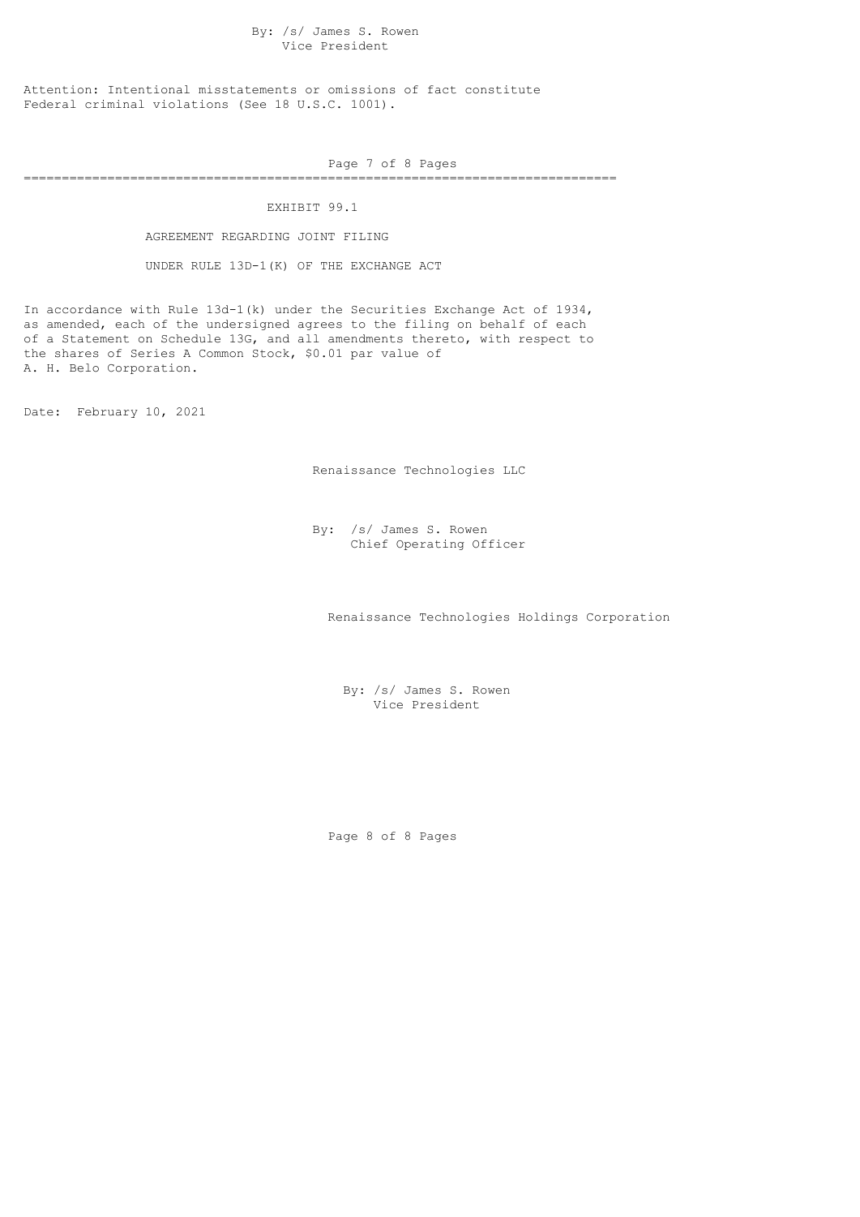By: /s/ James S. Rowen
Vice President

Attention: Intentional misstatements or omissions of fact constitute Federal criminal violations (See 18 U.S.C. 1001).

---

EXHIBIT 99.1

AGREEMENT REGARDING JOINT FILING

UNDER RULE 13D-1(K) OF THE EXCHANGE ACT

In accordance with Rule 13d-1(k) under the Securities Exchange Act of 1934, as amended, each of the undersigned agrees to the filing on behalf of each of a Statement on Schedule 13G, and all amendments thereto, with respect to the shares of Series A Common Stock, $0.01 par value of A. H. Belo Corporation.

Date: February 10, 2021

Renaissance Technologies LLC

By: /s/ James S. Rowen
Chief Operating Officer

Renaissance Technologies Holdings Corporation

By: /s/ James S. Rowen
Vice President